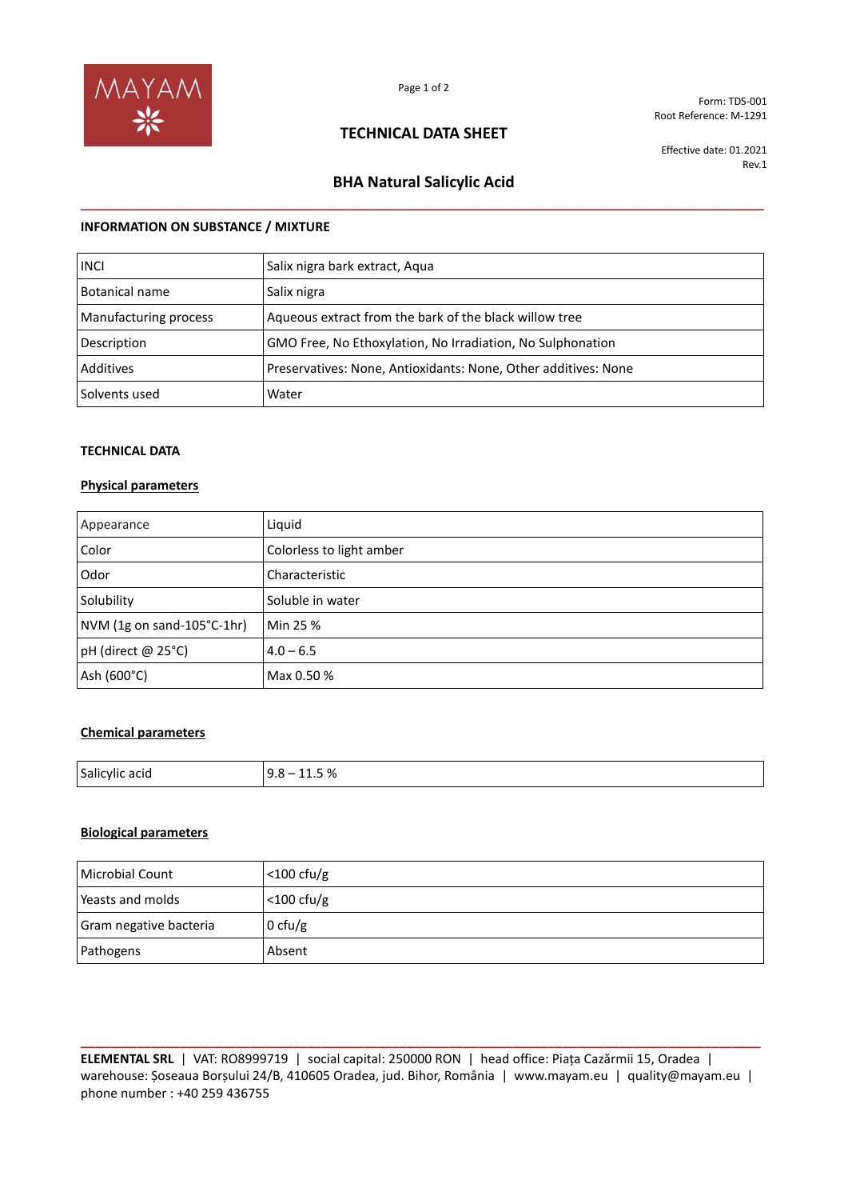Form: TDS-001
Root Reference: M-1291

# TECHNICAL DATA SHEET

Effective date: 01.2021
Rev.1

## BHA Natural Salicylic Acid

### INFORMATION ON SUBSTANCE / MIXTURE

| INCI | Salix nigra bark extract, Aqua |
|---|---|
| Botanical name | Salix nigra |
| Manufacturing process | Aqueous extract from the bark of the black willow tree |
| Description | GMO Free, No Ethoxylation, No Irradiation, No Sulphonation |
| Additives | Preservatives: None, Antioxidants: None, Other additives: None |
| Solvents used | Water |

### TECHNICAL DATA

**Physical parameters**

| Appearance | Liquid |
|---|---|
| Color | Colorless to light amber |
| Odor | Characteristic |
| Solubility | Soluble in water |
| NVM (1g on sand-105°C-1hr) | Min 25 % |
| pH (direct @ 25°C) | 4.0 – 6.5 |
| Ash (600°C) | Max 0.50 % |

**Chemical parameters**

| Salicylic acid | 9.8 – 11.5 % |
|---|---|

**Biological parameters**

| Microbial Count | <100 cfu/g |
|---|---|
| Yeasts and molds | <100 cfu/g |
| Gram negative bacteria | 0 cfu/g |
| Pathogens | Absent |

**ELEMENTAL SRL** | VAT: RO8999719 | social capital: 250000 RON | head office: Piața Cazărmii 15, Oradea | warehouse: Șoseaua Borșului 24/B, 410605 Oradea, jud. Bihor, România | www.mayam.eu | quality@mayam.eu | phone number : +40 259 436755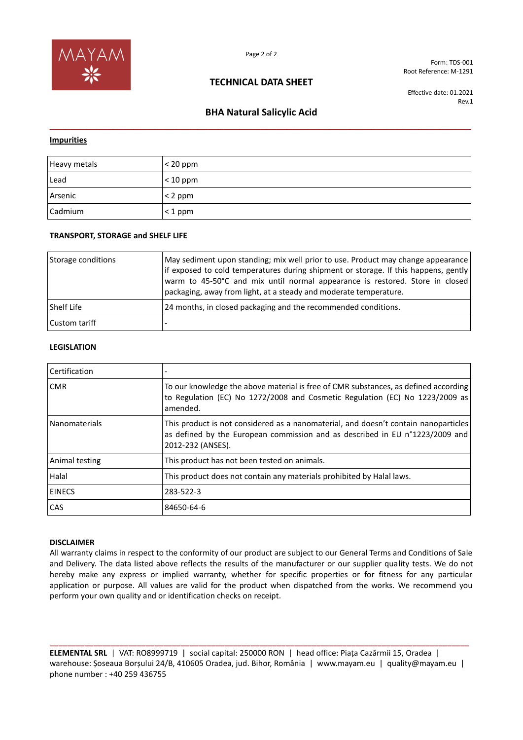## Impurities

| | |
|---|---|
| Heavy metals | < 20 ppm |
| Lead | < 10 ppm |
| Arsenic | < 2 ppm |
| Cadmium | < 1 ppm |

## TRANSPORT, STORAGE and SHELF LIFE

| | |
|---|---|
| Storage conditions | May sediment upon standing; mix well prior to use. Product may change appearance if exposed to cold temperatures during shipment or storage. If this happens, gently warm to 45-50°C and mix until normal appearance is restored. Store in closed packaging, away from light, at a steady and moderate temperature. |
| Shelf Life | 24 months, in closed packaging and the recommended conditions. |
| Custom tariff | - |

## LEGISLATION

| | |
|---|---|
| Certification | - |
| CMR | To our knowledge the above material is free of CMR substances, as defined according to Regulation (EC) No 1272/2008 and Cosmetic Regulation (EC) No 1223/2009 as amended. |
| Nanomaterials | This product is not considered as a nanomaterial, and doesn't contain nanoparticles as defined by the European commission and as described in EU n°1223/2009 and 2012-232 (ANSES). |
| Animal testing | This product has not been tested on animals. |
| Halal | This product does not contain any materials prohibited by Halal laws. |
| EINECS | 283-522-3 |
| CAS | 84650-64-6 |

## DISCLAIMER

All warranty claims in respect to the conformity of our product are subject to our General Terms and Conditions of Sale and Delivery. The data listed above reflects the results of the manufacturer or our supplier quality tests. We do not hereby make any express or implied warranty, whether for specific properties or for fitness for any particular application or purpose. All values are valid for the product when dispatched from the works. We recommend you perform your own quality and or identification checks on receipt.